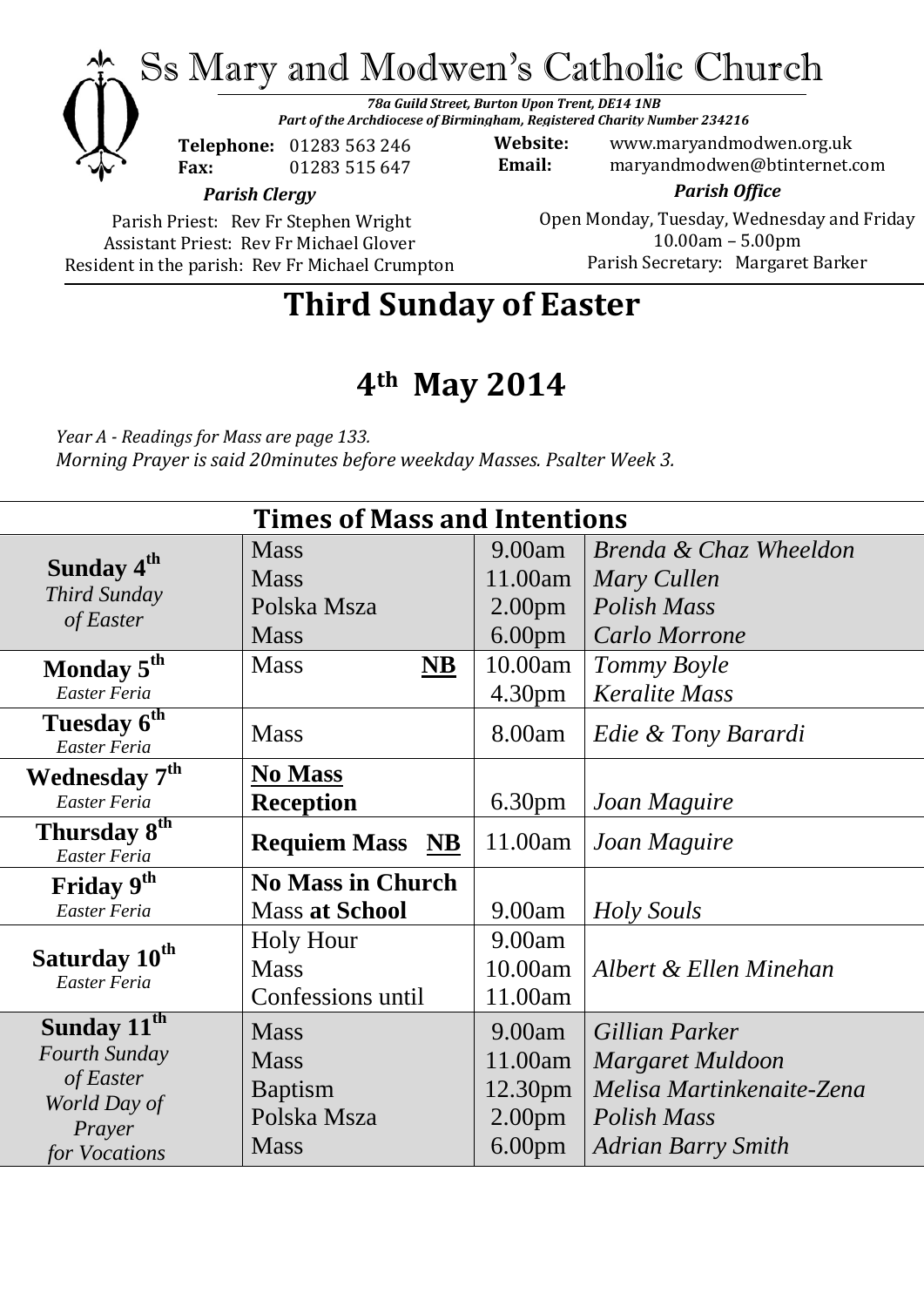# Ss Mary and Modwen's Catholic Church

*78a Guild Street, Burton Upon Trent, DE14 1NB*
*Part of the Archdiocese of Birmingham, Registered Charity Number 234216*

**Telephone:** 01283 563 246
**Fax:** 01283 515 647

**Website:** www.maryandmodwen.org.uk
**Email:** maryandmodwen@btinternet.com

***Parish Clergy***

Parish Priest: Rev Fr Stephen Wright
Assistant Priest: Rev Fr Michael Glover
Resident in the parish: Rev Fr Michael Crumpton

***Parish Office***

Open Monday, Tuesday, Wednesday and Friday
10.00am – 5.00pm
Parish Secretary: Margaret Barker

# Third Sunday of Easter

## 4th May 2014

*Year A - Readings for Mass are page 133.*
*Morning Prayer is said 20minutes before weekday Masses. Psalter Week 3.*

## Times of Mass and Intentions

| Day | Service | Time | Intention |
|---|---|---|---|
| **Sunday 4th** *Third Sunday of Easter* | Mass<br>Mass<br>Polska Msza<br>Mass | 9.00am<br>11.00am<br>2.00pm<br>6.00pm | *Brenda & Chaz Wheeldon*<br>*Mary Cullen*<br>*Polish Mass*<br>*Carlo Morrone* |
| **Monday 5th** *Easter Feria* | Mass **NB** | 10.00am<br>4.30pm | *Tommy Boyle*<br>*Keralite Mass* |
| **Tuesday 6th** *Easter Feria* | Mass | 8.00am | *Edie & Tony Barardi* |
| **Wednesday 7th** *Easter Feria* | **No Mass**<br>**Reception** | <br>6.30pm | <br>*Joan Maguire* |
| **Thursday 8th** *Easter Feria* | **Requiem Mass NB** | 11.00am | *Joan Maguire* |
| **Friday 9th** *Easter Feria* | **No Mass in Church**<br>Mass **at School** | <br>9.00am | <br>*Holy Souls* |
| **Saturday 10th** *Easter Feria* | Holy Hour<br>Mass<br>Confessions until | 9.00am<br>10.00am<br>11.00am | <br>*Albert & Ellen Minehan* |
| **Sunday 11th** *Fourth Sunday of Easter World Day of Prayer for Vocations* | Mass<br>Mass<br>Baptism<br>Polska Msza<br>Mass | 9.00am<br>11.00am<br>12.30pm<br>2.00pm<br>6.00pm | *Gillian Parker*<br>*Margaret Muldoon*<br>*Melisa Martinkenaite-Zena*<br>*Polish Mass*<br>*Adrian Barry Smith* |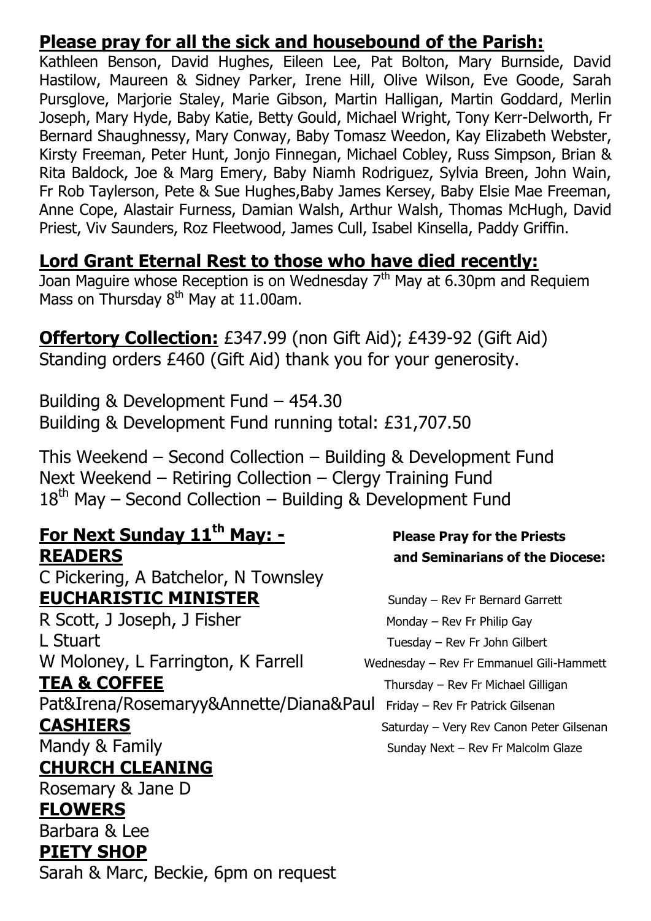## **Please pray for all the sick and housebound of the Parish:**

Kathleen Benson, David Hughes, Eileen Lee, Pat Bolton, Mary Burnside, David Hastilow, Maureen & Sidney Parker, Irene Hill, Olive Wilson, Eve Goode, Sarah Pursglove, Marjorie Staley, Marie Gibson, Martin Halligan, Martin Goddard, Merlin Joseph, Mary Hyde, Baby Katie, Betty Gould, Michael Wright, Tony Kerr-Delworth, Fr Bernard Shaughnessy, Mary Conway, Baby Tomasz Weedon, Kay Elizabeth Webster, Kirsty Freeman, Peter Hunt, Jonjo Finnegan, Michael Cobley, Russ Simpson, Brian & Rita Baldock, Joe & Marg Emery, Baby Niamh Rodriguez, Sylvia Breen, John Wain, Fr Rob Taylerson, Pete & Sue Hughes,Baby James Kersey, Baby Elsie Mae Freeman, Anne Cope, Alastair Furness, Damian Walsh, Arthur Walsh, Thomas McHugh, David Priest, Viv Saunders, Roz Fleetwood, James Cull, Isabel Kinsella, Paddy Griffin.

## **Lord Grant Eternal Rest to those who have died recently:**

Joan Maguire whose Reception is on Wednesday 7th May at 6.30pm and Requiem Mass on Thursday 8th May at 11.00am.

**Offertory Collection:** £347.99 (non Gift Aid); £439-92 (Gift Aid)
Standing orders £460 (Gift Aid) thank you for your generosity.

Building & Development Fund – 454.30
Building & Development Fund running total: £31,707.50

This Weekend – Second Collection – Building & Development Fund
Next Weekend – Retiring Collection – Clergy Training Fund
18th May – Second Collection – Building & Development Fund

## **For Next Sunday 11th May: -**

**READERS**
C Pickering, A Batchelor, N Townsley

**EUCHARISTIC MINISTER**
R Scott, J Joseph, J Fisher
L Stuart
W Moloney, L Farrington, K Farrell

**TEA & COFFEE**
Pat&Irena/Rosemaryy&Annette/Diana&Paul

**CASHIERS**
Mandy & Family

**CHURCH CLEANING**
Rosemary & Jane D

**FLOWERS**
Barbara & Lee

**PIETY SHOP**
Sarah & Marc, Beckie, 6pm on request

**Please Pray for the Priests and Seminarians of the Diocese:**

Sunday – Rev Fr Bernard Garrett
Monday – Rev Fr Philip Gay
Tuesday – Rev Fr John Gilbert
Wednesday – Rev Fr Emmanuel Gili-Hammett
Thursday – Rev Fr Michael Gilligan
Friday – Rev Fr Patrick Gilsenan
Saturday – Very Rev Canon Peter Gilsenan
Sunday Next – Rev Fr Malcolm Glaze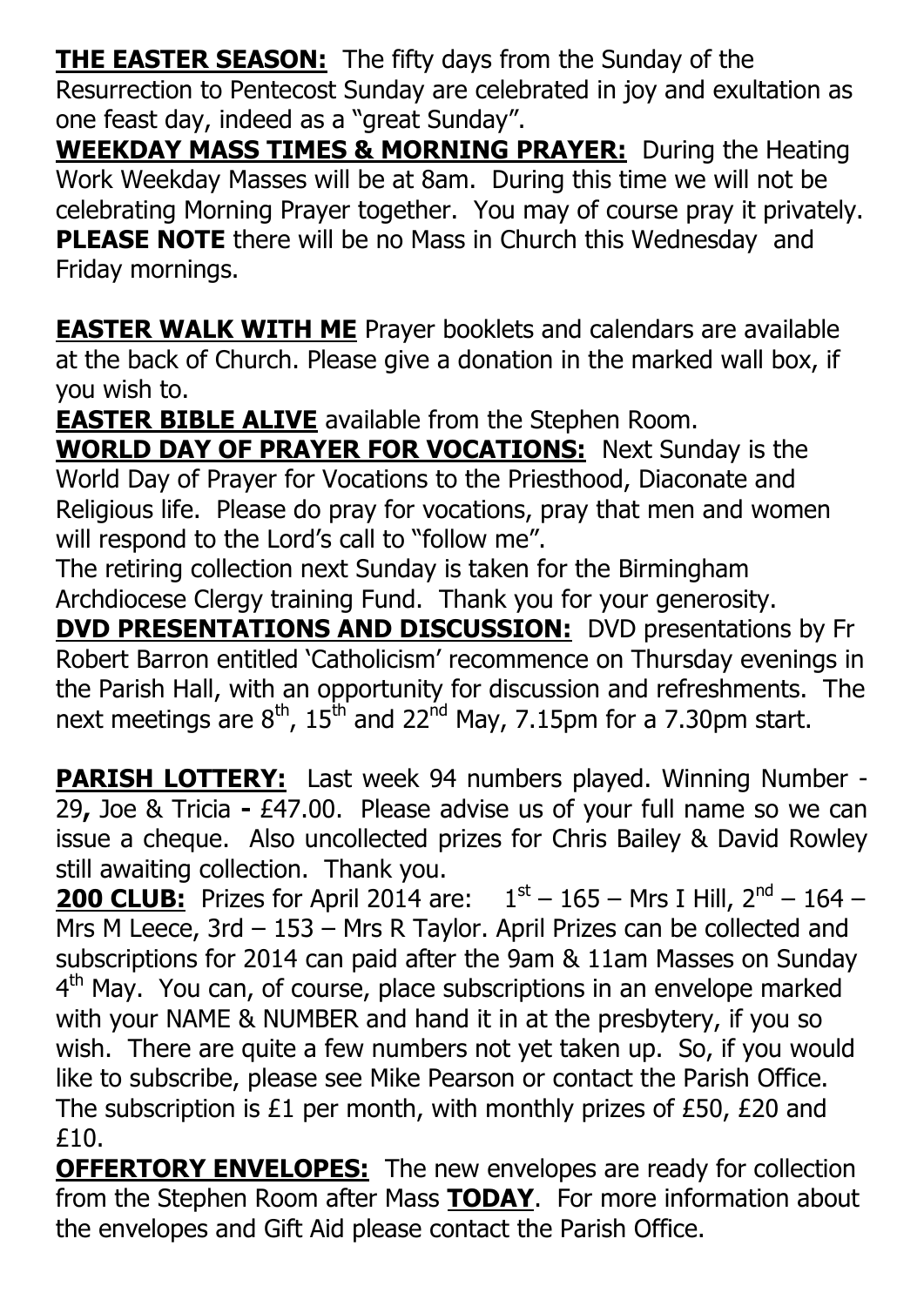**THE EASTER SEASON:** The fifty days from the Sunday of the Resurrection to Pentecost Sunday are celebrated in joy and exultation as one feast day, indeed as a "great Sunday".

**WEEKDAY MASS TIMES & MORNING PRAYER:** During the Heating Work Weekday Masses will be at 8am. During this time we will not be celebrating Morning Prayer together. You may of course pray it privately. **PLEASE NOTE** there will be no Mass in Church this Wednesday and Friday mornings.

**EASTER WALK WITH ME** Prayer booklets and calendars are available at the back of Church. Please give a donation in the marked wall box, if you wish to.

**EASTER BIBLE ALIVE** available from the Stephen Room.

**WORLD DAY OF PRAYER FOR VOCATIONS:** Next Sunday is the World Day of Prayer for Vocations to the Priesthood, Diaconate and Religious life. Please do pray for vocations, pray that men and women will respond to the Lord's call to "follow me".

The retiring collection next Sunday is taken for the Birmingham Archdiocese Clergy training Fund. Thank you for your generosity.

**DVD PRESENTATIONS AND DISCUSSION:** DVD presentations by Fr Robert Barron entitled 'Catholicism' recommence on Thursday evenings in the Parish Hall, with an opportunity for discussion and refreshments. The next meetings are 8th, 15th and 22nd May, 7.15pm for a 7.30pm start.

**PARISH LOTTERY:** Last week 94 numbers played. Winning Number - 29**,** Joe & Tricia **-** £47.00. Please advise us of your full name so we can issue a cheque. Also uncollected prizes for Chris Bailey & David Rowley still awaiting collection. Thank you.

**200 CLUB:** Prizes for April 2014 are: 1st – 165 – Mrs I Hill, 2nd – 164 – Mrs M Leece, 3rd – 153 – Mrs R Taylor. April Prizes can be collected and subscriptions for 2014 can paid after the 9am & 11am Masses on Sunday 4th May. You can, of course, place subscriptions in an envelope marked with your NAME & NUMBER and hand it in at the presbytery, if you so wish. There are quite a few numbers not yet taken up. So, if you would like to subscribe, please see Mike Pearson or contact the Parish Office. The subscription is £1 per month, with monthly prizes of £50, £20 and £10.

**OFFERTORY ENVELOPES:** The new envelopes are ready for collection from the Stephen Room after Mass **TODAY**. For more information about the envelopes and Gift Aid please contact the Parish Office.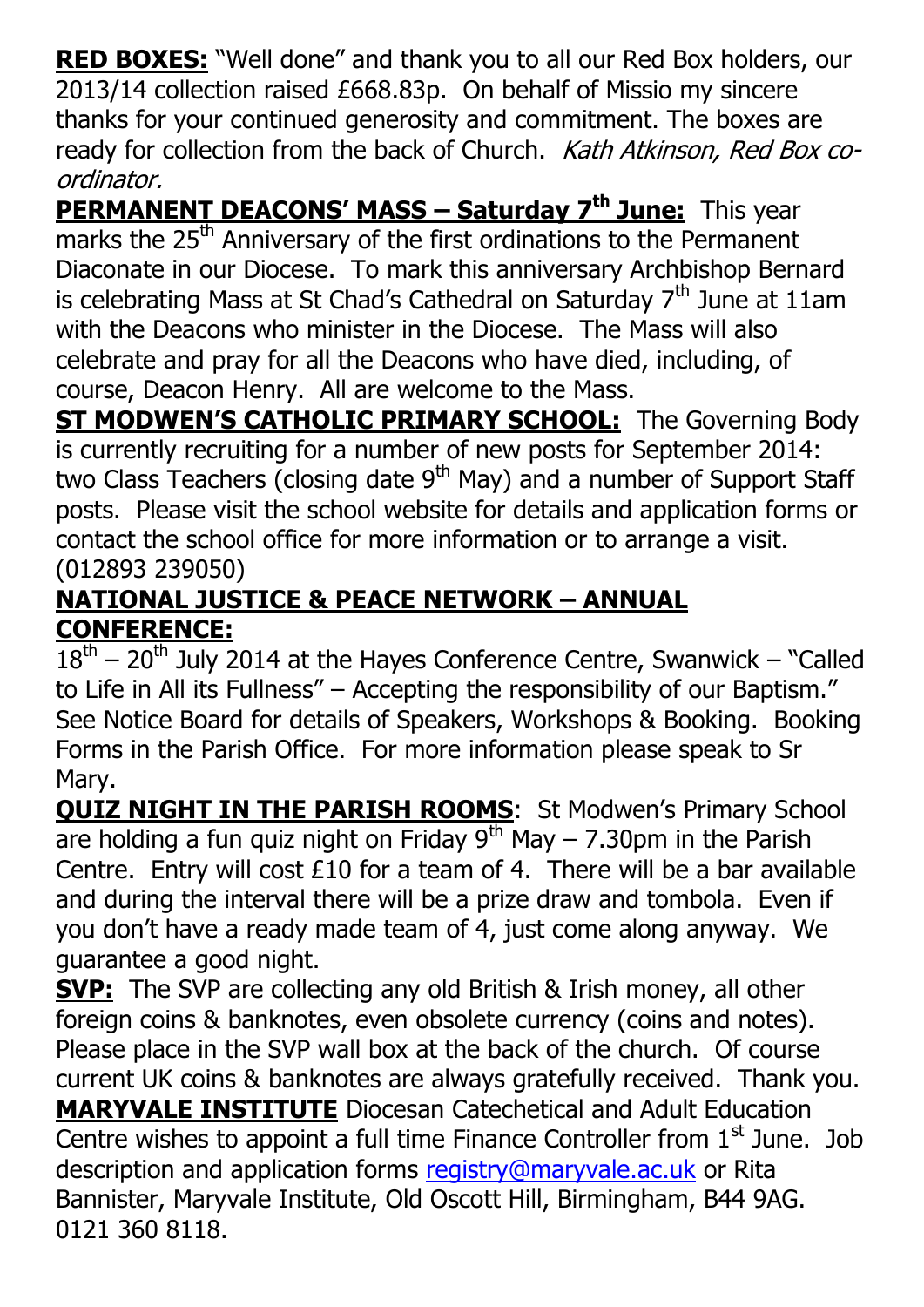**RED BOXES:** "Well done" and thank you to all our Red Box holders, our 2013/14 collection raised £668.83p. On behalf of Missio my sincere thanks for your continued generosity and commitment. The boxes are ready for collection from the back of Church. *Kath Atkinson, Red Box co-ordinator.*

**PERMANENT DEACONS' MASS – Saturday 7th June:** This year marks the 25th Anniversary of the first ordinations to the Permanent Diaconate in our Diocese. To mark this anniversary Archbishop Bernard is celebrating Mass at St Chad's Cathedral on Saturday 7th June at 11am with the Deacons who minister in the Diocese. The Mass will also celebrate and pray for all the Deacons who have died, including, of course, Deacon Henry. All are welcome to the Mass.

**ST MODWEN'S CATHOLIC PRIMARY SCHOOL:** The Governing Body is currently recruiting for a number of new posts for September 2014: two Class Teachers (closing date 9th May) and a number of Support Staff posts. Please visit the school website for details and application forms or contact the school office for more information or to arrange a visit. (012893 239050)

**NATIONAL JUSTICE & PEACE NETWORK – ANNUAL CONFERENCE:**
18th – 20th July 2014 at the Hayes Conference Centre, Swanwick – "Called to Life in All its Fullness" – Accepting the responsibility of our Baptism." See Notice Board for details of Speakers, Workshops & Booking. Booking Forms in the Parish Office. For more information please speak to Sr Mary.

**QUIZ NIGHT IN THE PARISH ROOMS**: St Modwen's Primary School are holding a fun quiz night on Friday 9th May – 7.30pm in the Parish Centre. Entry will cost £10 for a team of 4. There will be a bar available and during the interval there will be a prize draw and tombola. Even if you don't have a ready made team of 4, just come along anyway. We guarantee a good night.

**SVP:** The SVP are collecting any old British & Irish money, all other foreign coins & banknotes, even obsolete currency (coins and notes). Please place in the SVP wall box at the back of the church. Of course current UK coins & banknotes are always gratefully received. Thank you.

**MARYVALE INSTITUTE** Diocesan Catechetical and Adult Education Centre wishes to appoint a full time Finance Controller from 1st June. Job description and application forms registry@maryvale.ac.uk or Rita Bannister, Maryvale Institute, Old Oscott Hill, Birmingham, B44 9AG. 0121 360 8118.